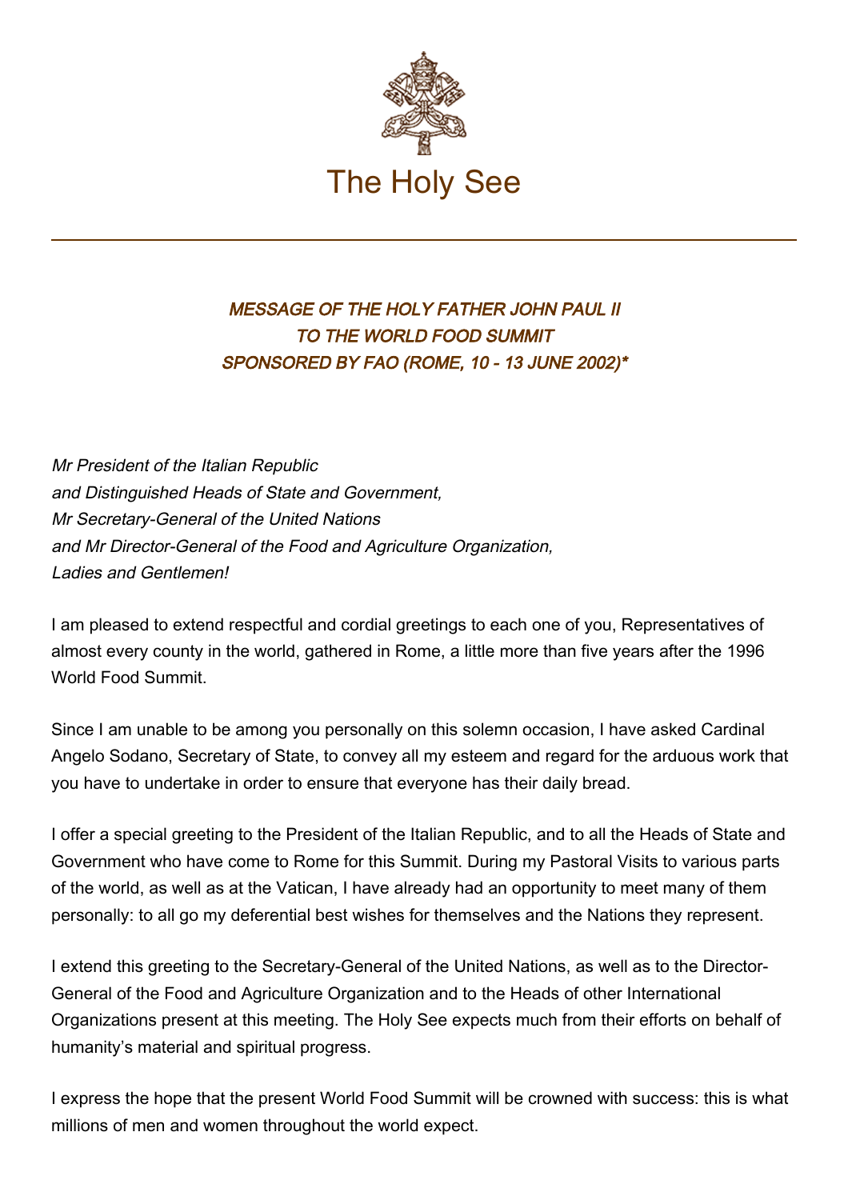# The Holy See

### *MESSAGE OF THE HOLY FATHER JOHN PAUL II TO THE WORLD FOOD SUMMIT SPONSORED BY FAO (ROME, 10 - 13 JUNE 2002)**

*Mr President of the Italian Republic*
*and Distinguished Heads of State and Government,*
*Mr Secretary-General of the United Nations*
*and Mr Director-General of the Food and Agriculture Organization,*
*Ladies and Gentlemen!*

I am pleased to extend respectful and cordial greetings to each one of you, Representatives of almost every county in the world, gathered in Rome, a little more than five years after the 1996 World Food Summit.

Since I am unable to be among you personally on this solemn occasion, I have asked Cardinal Angelo Sodano, Secretary of State, to convey all my esteem and regard for the arduous work that you have to undertake in order to ensure that everyone has their daily bread.

I offer a special greeting to the President of the Italian Republic, and to all the Heads of State and Government who have come to Rome for this Summit. During my Pastoral Visits to various parts of the world, as well as at the Vatican, I have already had an opportunity to meet many of them personally: to all go my deferential best wishes for themselves and the Nations they represent.

I extend this greeting to the Secretary-General of the United Nations, as well as to the Director-General of the Food and Agriculture Organization and to the Heads of other International Organizations present at this meeting. The Holy See expects much from their efforts on behalf of humanity's material and spiritual progress.

I express the hope that the present World Food Summit will be crowned with success: this is what millions of men and women throughout the world expect.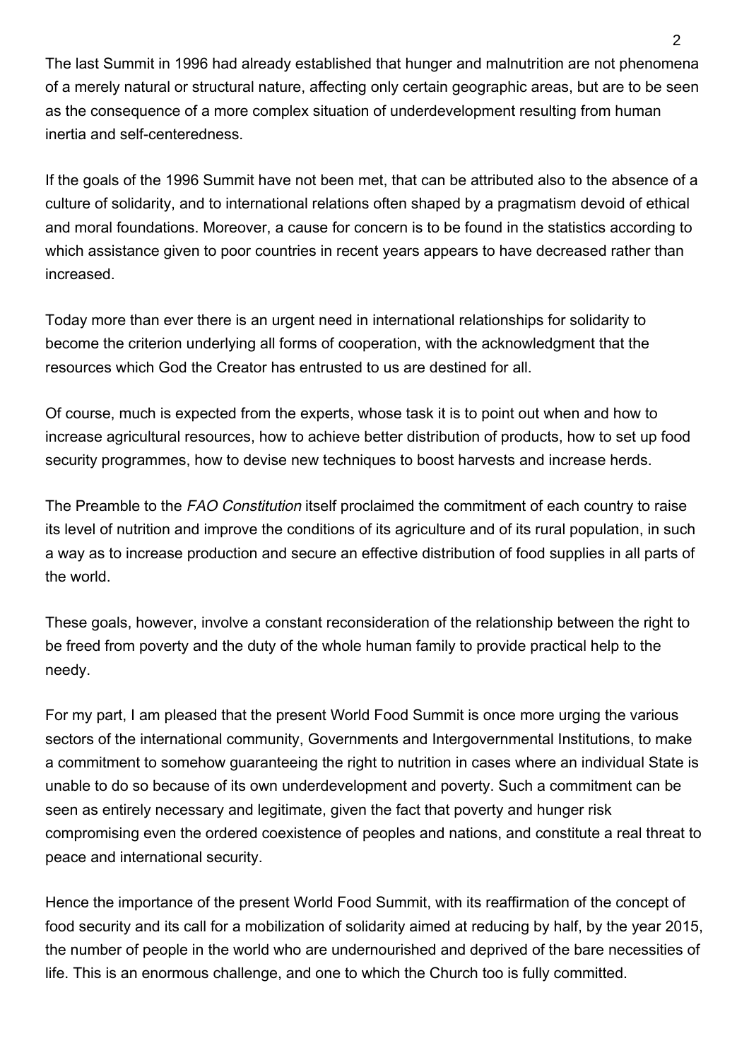The last Summit in 1996 had already established that hunger and malnutrition are not phenomena of a merely natural or structural nature, affecting only certain geographic areas, but are to be seen as the consequence of a more complex situation of underdevelopment resulting from human inertia and self-centeredness.

If the goals of the 1996 Summit have not been met, that can be attributed also to the absence of a culture of solidarity, and to international relations often shaped by a pragmatism devoid of ethical and moral foundations. Moreover, a cause for concern is to be found in the statistics according to which assistance given to poor countries in recent years appears to have decreased rather than increased.

Today more than ever there is an urgent need in international relationships for solidarity to become the criterion underlying all forms of cooperation, with the acknowledgment that the resources which God the Creator has entrusted to us are destined for all.

Of course, much is expected from the experts, whose task it is to point out when and how to increase agricultural resources, how to achieve better distribution of products, how to set up food security programmes, how to devise new techniques to boost harvests and increase herds.

The Preamble to the *FAO Constitution* itself proclaimed the commitment of each country to raise its level of nutrition and improve the conditions of its agriculture and of its rural population, in such a way as to increase production and secure an effective distribution of food supplies in all parts of the world.

These goals, however, involve a constant reconsideration of the relationship between the right to be freed from poverty and the duty of the whole human family to provide practical help to the needy.

For my part, I am pleased that the present World Food Summit is once more urging the various sectors of the international community, Governments and Intergovernmental Institutions, to make a commitment to somehow guaranteeing the right to nutrition in cases where an individual State is unable to do so because of its own underdevelopment and poverty. Such a commitment can be seen as entirely necessary and legitimate, given the fact that poverty and hunger risk compromising even the ordered coexistence of peoples and nations, and constitute a real threat to peace and international security.

Hence the importance of the present World Food Summit, with its reaffirmation of the concept of food security and its call for a mobilization of solidarity aimed at reducing by half, by the year 2015, the number of people in the world who are undernourished and deprived of the bare necessities of life. This is an enormous challenge, and one to which the Church too is fully committed.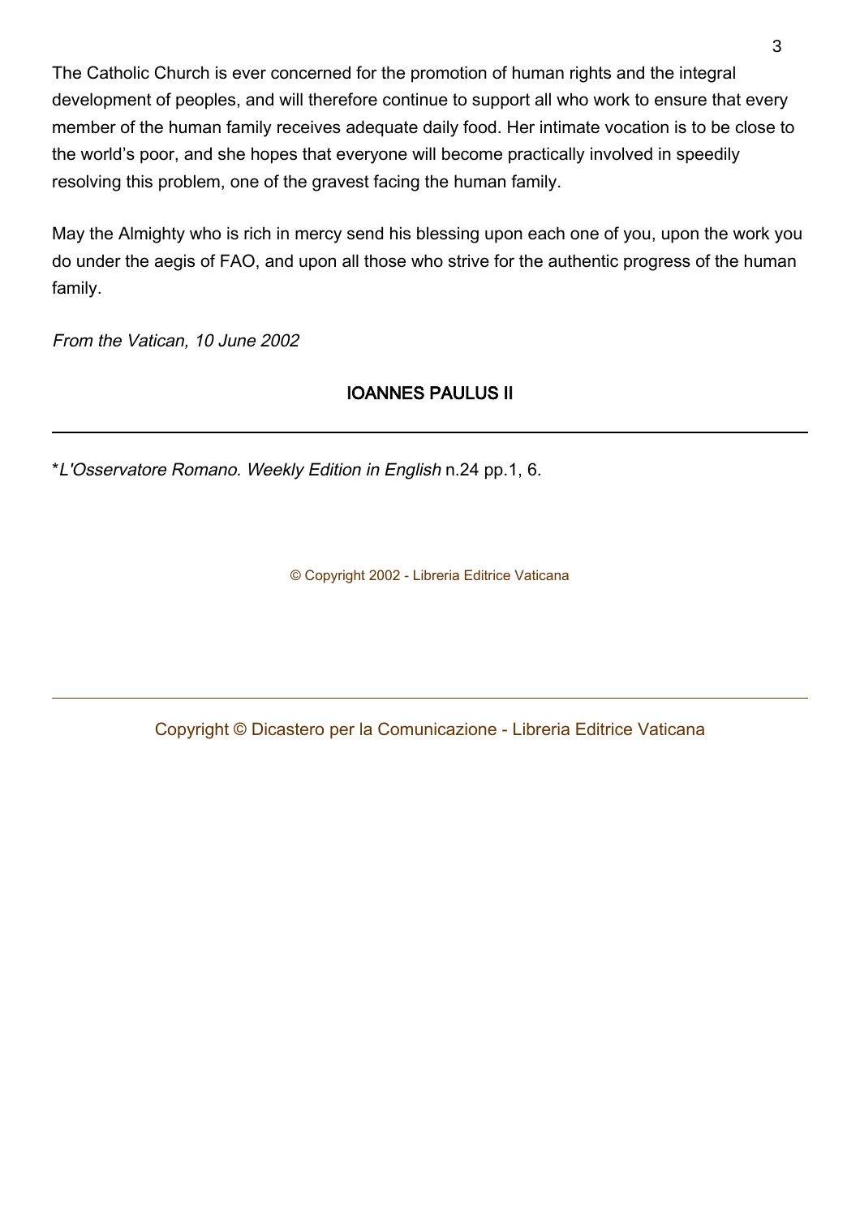The Catholic Church is ever concerned for the promotion of human rights and the integral development of peoples, and will therefore continue to support all who work to ensure that every member of the human family receives adequate daily food. Her intimate vocation is to be close to the world's poor, and she hopes that everyone will become practically involved in speedily resolving this problem, one of the gravest facing the human family.

May the Almighty who is rich in mercy send his blessing upon each one of you, upon the work you do under the aegis of FAO, and upon all those who strive for the authentic progress of the human family.

*From the Vatican, 10 June 2002*

**IOANNES PAULUS II**

---

*\*L'Osservatore Romano. Weekly Edition in English* n.24 pp.1, 6.

© Copyright 2002 - Libreria Editrice Vaticana

---

Copyright © Dicastero per la Comunicazione - Libreria Editrice Vaticana